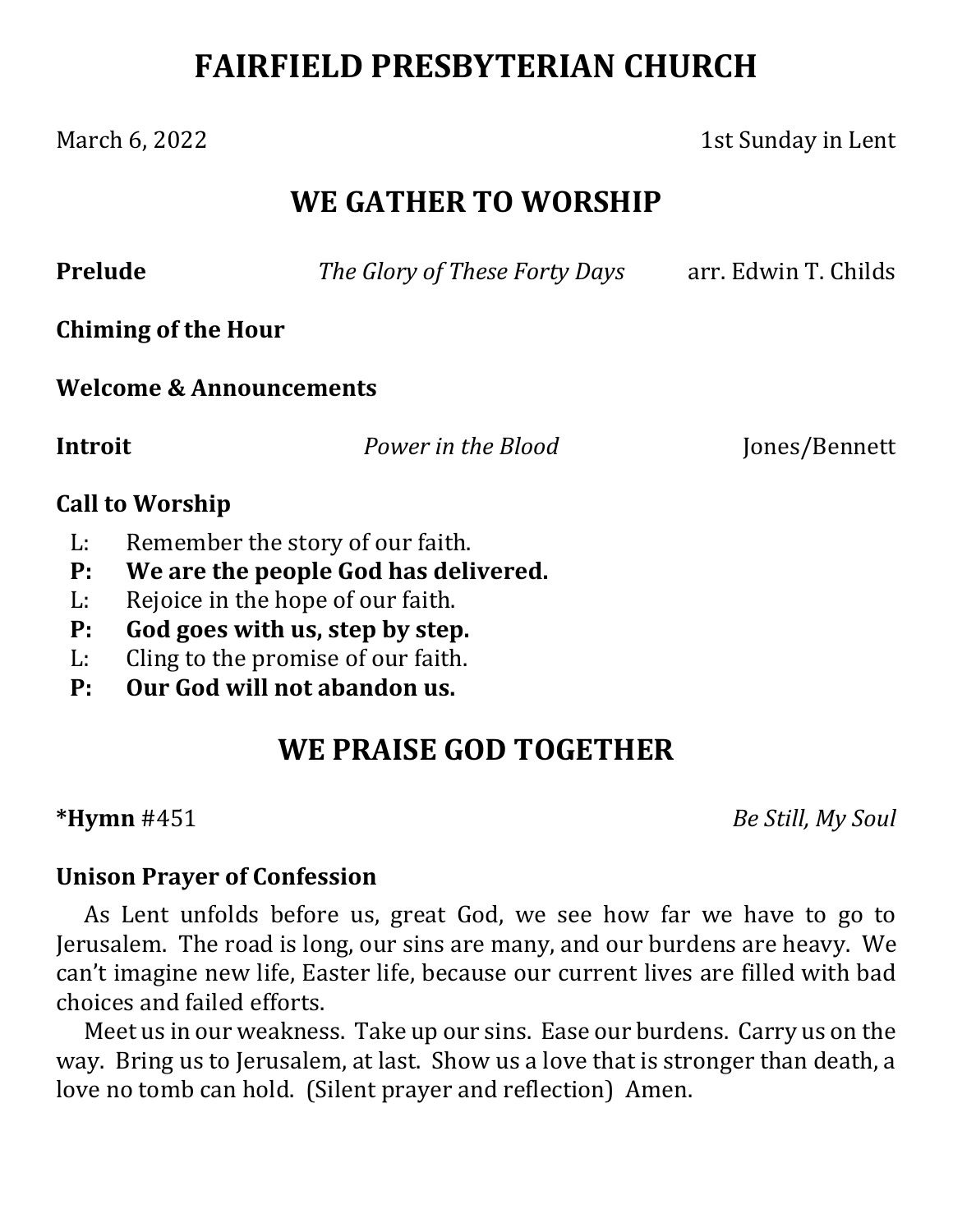# FAIRFIELD PRESBYTERIAN CHURCH

March 6, 2022 1st Sunday in Lent

## WE GATHER TO WORSHIP

**Prelude** *The Glory of These Forty Days* arr. Edwin T. Childs

**Chiming of the Hour**

**Welcome & Announcements**

**Introit** *Power in the Blood* Jones/Bennett

**Call to Worship**

L: Remember the story of our faith.
**P: We are the people God has delivered.**
L: Rejoice in the hope of our faith.
**P: God goes with us, step by step.**
L: Cling to the promise of our faith.
**P: Our God will not abandon us.**

## WE PRAISE GOD TOGETHER

***Hymn** #451 *Be Still, My Soul*

**Unison Prayer of Confession**

As Lent unfolds before us, great God, we see how far we have to go to Jerusalem. The road is long, our sins are many, and our burdens are heavy. We can't imagine new life, Easter life, because our current lives are filled with bad choices and failed efforts.

Meet us in our weakness. Take up our sins. Ease our burdens. Carry us on the way. Bring us to Jerusalem, at last. Show us a love that is stronger than death, a love no tomb can hold. (Silent prayer and reflection) Amen.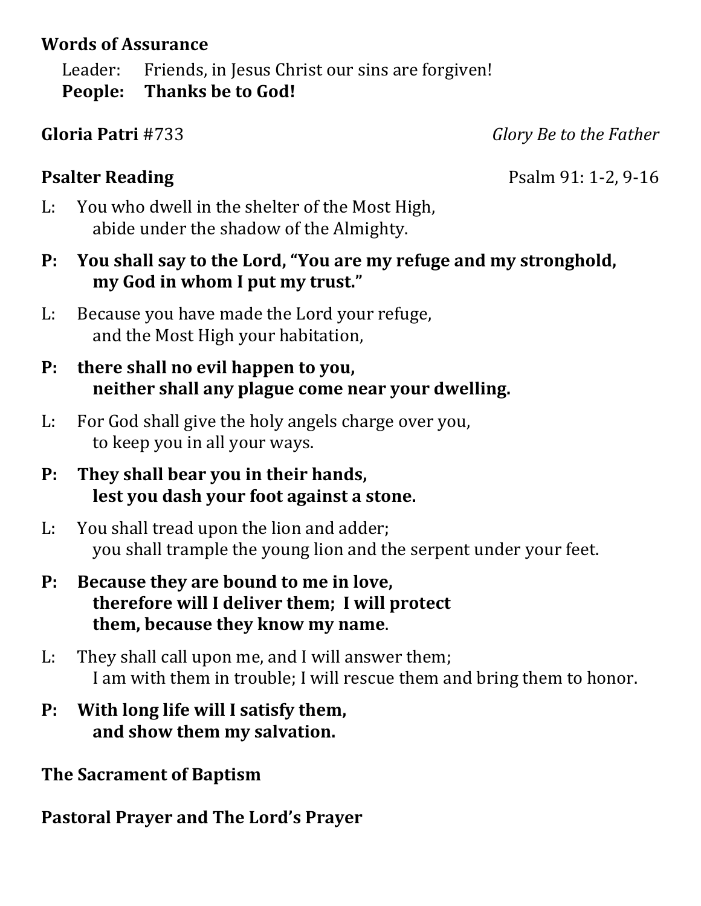**Words of Assurance**

Leader: Friends, in Jesus Christ our sins are forgiven!
**People: Thanks be to God!**

**Gloria Patri** #733 *Glory Be to the Father*

**Psalter Reading** Psalm 91: 1-2, 9-16

L: You who dwell in the shelter of the Most High,
abide under the shadow of the Almighty.

**P: You shall say to the Lord, "You are my refuge and my stronghold,
my God in whom I put my trust."**

L: Because you have made the Lord your refuge,
and the Most High your habitation,

**P: there shall no evil happen to you,
neither shall any plague come near your dwelling.**

L: For God shall give the holy angels charge over you,
to keep you in all your ways.

**P: They shall bear you in their hands,
lest you dash your foot against a stone.**

L: You shall tread upon the lion and adder;
you shall trample the young lion and the serpent under your feet.

**P: Because they are bound to me in love,
therefore will I deliver them; I will protect
them, because they know my name**.

L: They shall call upon me, and I will answer them;
I am with them in trouble; I will rescue them and bring them to honor.

**P: With long life will I satisfy them,
and show them my salvation.**

**The Sacrament of Baptism**

**Pastoral Prayer and The Lord's Prayer**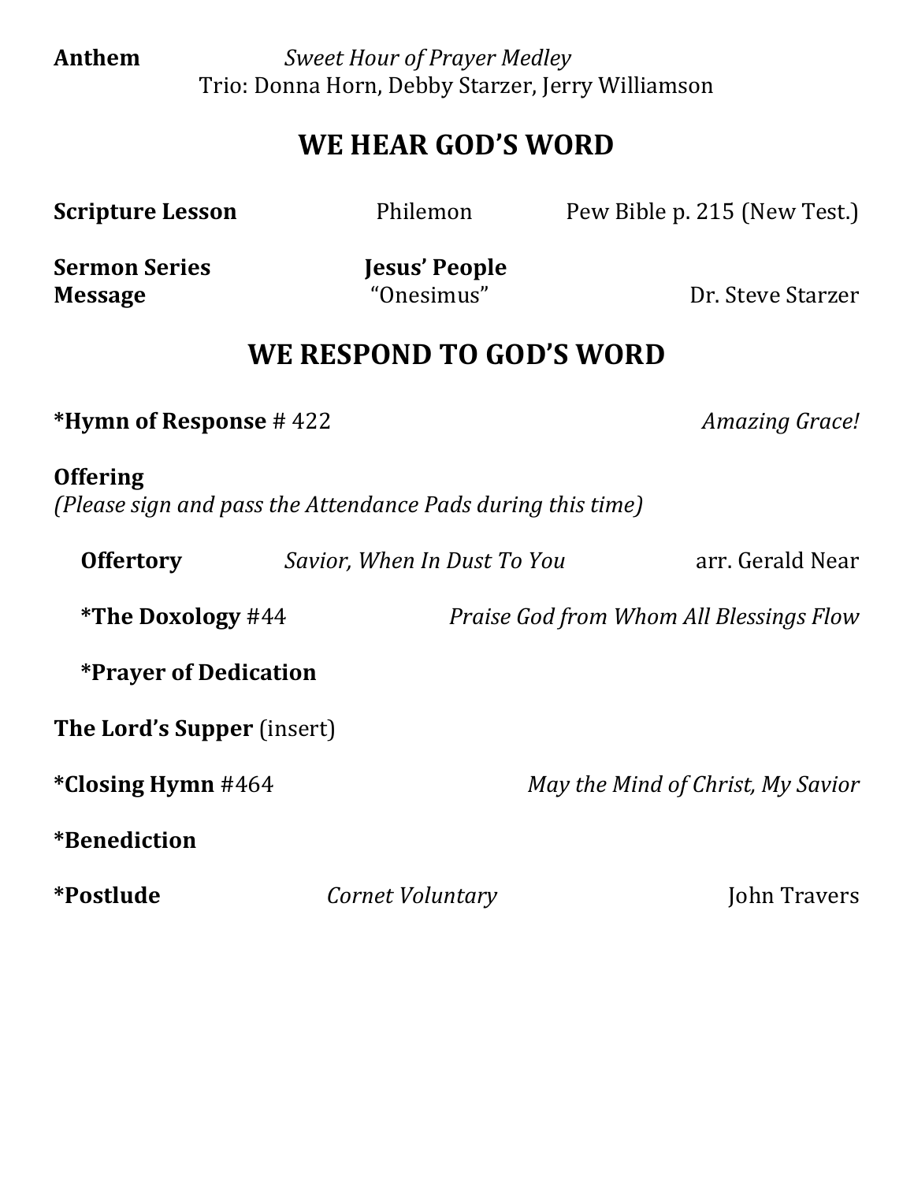**Anthem** *Sweet Hour of Prayer Medley*
Trio: Donna Horn, Debby Starzer, Jerry Williamson

## WE HEAR GOD'S WORD

**Scripture Lesson** Philemon Pew Bible p. 215 (New Test.)

**Sermon Series** **Jesus' People**
**Message** "Onesimus" Dr. Steve Starzer

## WE RESPOND TO GOD'S WORD

***Hymn of Response** # 422 *Amazing Grace!*

**Offering**
*(Please sign and pass the Attendance Pads during this time)*

**Offertory** *Savior, When In Dust To You* arr. Gerald Near

***The Doxology** #44 *Praise God from Whom All Blessings Flow*

***Prayer of Dedication**

**The Lord's Supper** (insert)

***Closing Hymn** #464 *May the Mind of Christ, My Savior*

***Benediction**

***Postlude** *Cornet Voluntary* John Travers